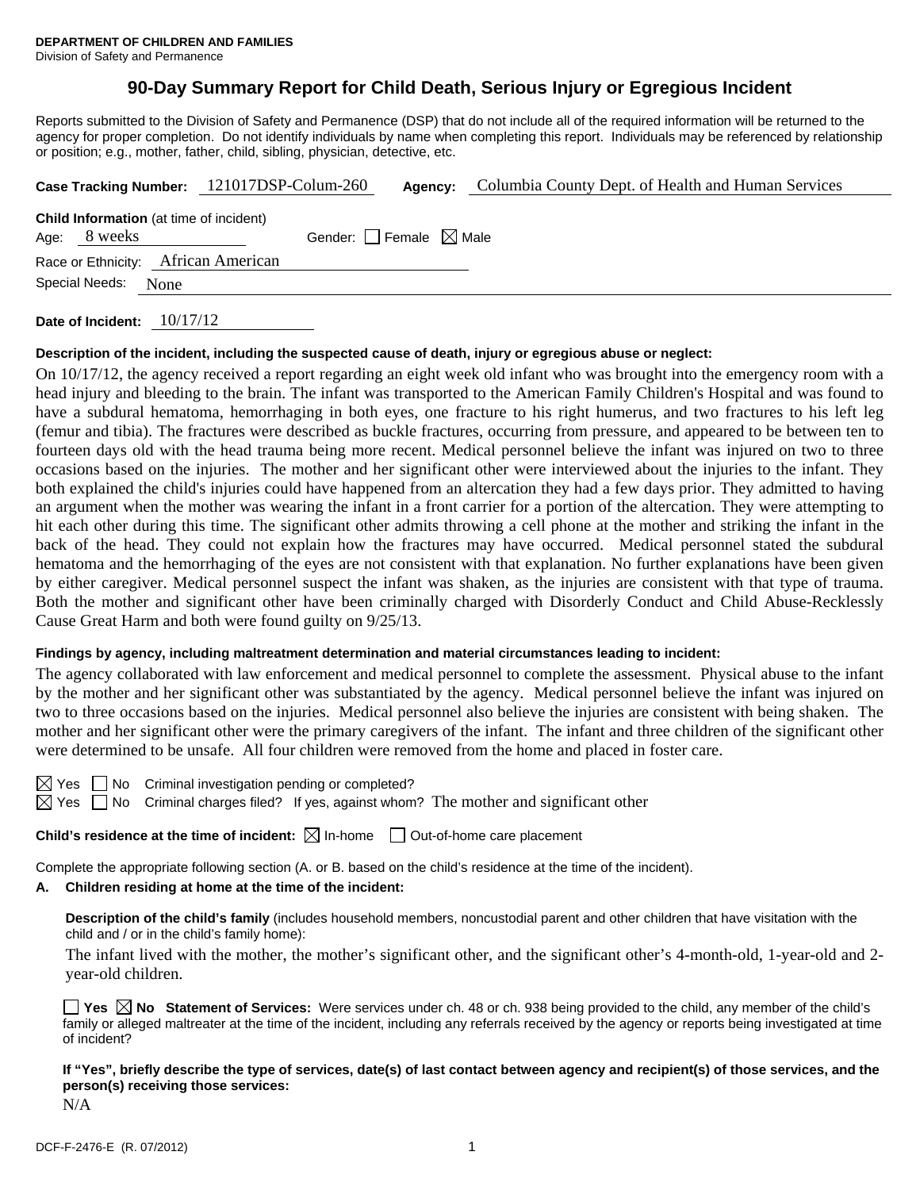**DEPARTMENT OF CHILDREN AND FAMILIES**
Division of Safety and Permanence

# 90-Day Summary Report for Child Death, Serious Injury or Egregious Incident

Reports submitted to the Division of Safety and Permanence (DSP) that do not include all of the required information will be returned to the agency for proper completion. Do not identify individuals by name when completing this report. Individuals may be referenced by relationship or position; e.g., mother, father, child, sibling, physician, detective, etc.

**Case Tracking Number:** 121017DSP-Colum-260 **Agency:** Columbia County Dept. of Health and Human Services

**Child Information** (at time of incident)
Age: 8 weeks Gender: ☐ Female ☒ Male
Race or Ethnicity: African American
Special Needs: None

**Date of Incident:** 10/17/12

**Description of the incident, including the suspected cause of death, injury or egregious abuse or neglect:**

On 10/17/12, the agency received a report regarding an eight week old infant who was brought into the emergency room with a head injury and bleeding to the brain. The infant was transported to the American Family Children's Hospital and was found to have a subdural hematoma, hemorrhaging in both eyes, one fracture to his right humerus, and two fractures to his left leg (femur and tibia). The fractures were described as buckle fractures, occurring from pressure, and appeared to be between ten to fourteen days old with the head trauma being more recent. Medical personnel believe the infant was injured on two to three occasions based on the injuries. The mother and her significant other were interviewed about the injuries to the infant. They both explained the child's injuries could have happened from an altercation they had a few days prior. They admitted to having an argument when the mother was wearing the infant in a front carrier for a portion of the altercation. They were attempting to hit each other during this time. The significant other admits throwing a cell phone at the mother and striking the infant in the back of the head. They could not explain how the fractures may have occurred. Medical personnel stated the subdural hematoma and the hemorrhaging of the eyes are not consistent with that explanation. No further explanations have been given by either caregiver. Medical personnel suspect the infant was shaken, as the injuries are consistent with that type of trauma. Both the mother and significant other have been criminally charged with Disorderly Conduct and Child Abuse-Recklessly Cause Great Harm and both were found guilty on 9/25/13.

**Findings by agency, including maltreatment determination and material circumstances leading to incident:**

The agency collaborated with law enforcement and medical personnel to complete the assessment. Physical abuse to the infant by the mother and her significant other was substantiated by the agency. Medical personnel believe the infant was injured on two to three occasions based on the injuries. Medical personnel also believe the injuries are consistent with being shaken. The mother and her significant other were the primary caregivers of the infant. The infant and three children of the significant other were determined to be unsafe. All four children were removed from the home and placed in foster care.

☒ Yes ☐ No Criminal investigation pending or completed?
☒ Yes ☐ No Criminal charges filed? If yes, against whom? The mother and significant other

**Child's residence at the time of incident:** ☒ In-home ☐ Out-of-home care placement

Complete the appropriate following section (A. or B. based on the child's residence at the time of the incident).

**A. Children residing at home at the time of the incident:**

**Description of the child's family** (includes household members, noncustodial parent and other children that have visitation with the child and / or in the child's family home):

The infant lived with the mother, the mother's significant other, and the significant other's 4-month-old, 1-year-old and 2-year-old children.

☐ **Yes** ☒ **No** **Statement of Services:** Were services under ch. 48 or ch. 938 being provided to the child, any member of the child's family or alleged maltreater at the time of the incident, including any referrals received by the agency or reports being investigated at time of incident?

**If "Yes", briefly describe the type of services, date(s) of last contact between agency and recipient(s) of those services, and the person(s) receiving those services:**

N/A

DCF-F-2476-E (R. 07/2012)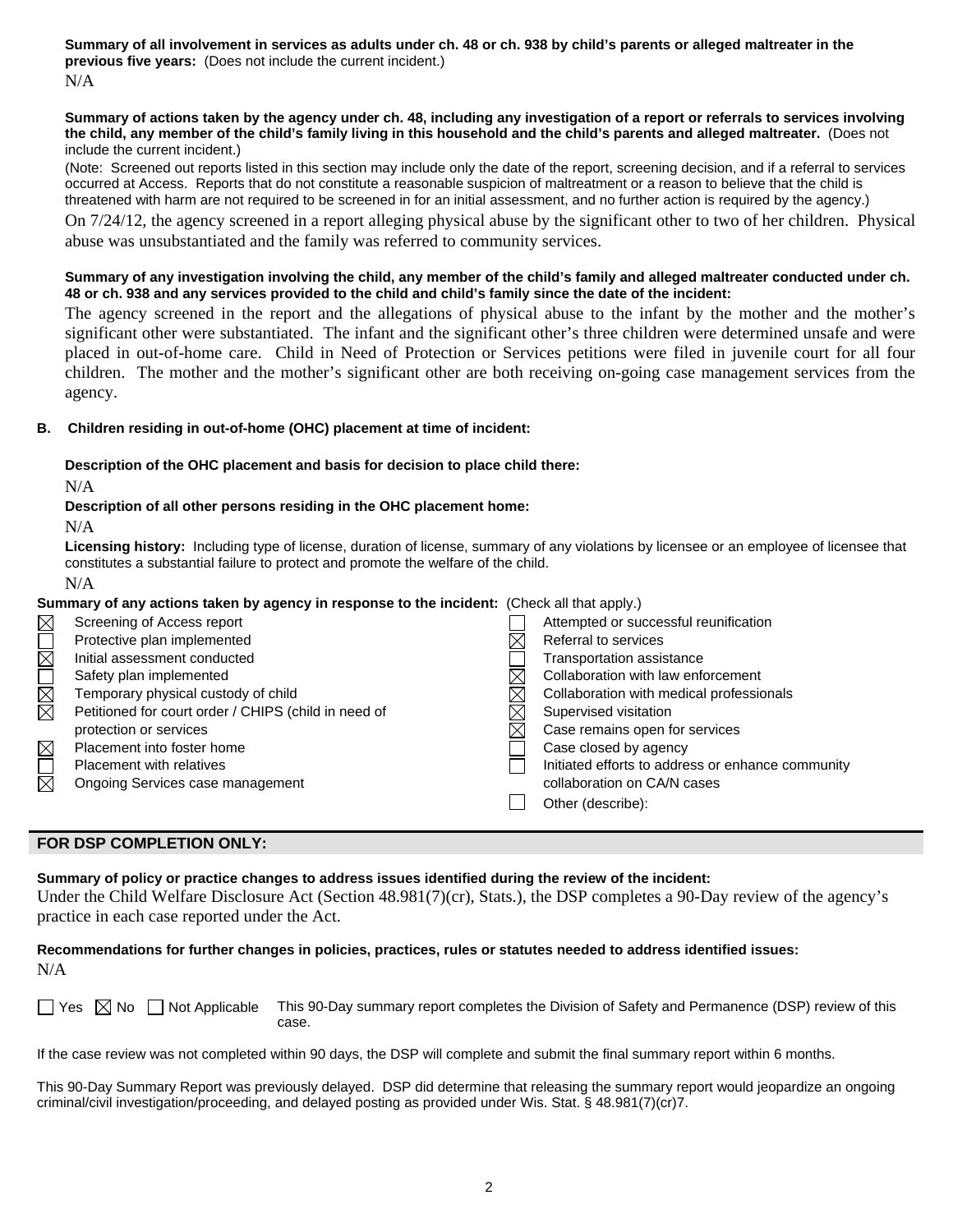**Summary of all involvement in services as adults under ch. 48 or ch. 938 by child's parents or alleged maltreater in the previous five years:** (Does not include the current incident.)

N/A

**Summary of actions taken by the agency under ch. 48, including any investigation of a report or referrals to services involving the child, any member of the child's family living in this household and the child's parents and alleged maltreater.** (Does not include the current incident.)

(Note: Screened out reports listed in this section may include only the date of the report, screening decision, and if a referral to services occurred at Access. Reports that do not constitute a reasonable suspicion of maltreatment or a reason to believe that the child is threatened with harm are not required to be screened in for an initial assessment, and no further action is required by the agency.)

On 7/24/12, the agency screened in a report alleging physical abuse by the significant other to two of her children. Physical abuse was unsubstantiated and the family was referred to community services.

**Summary of any investigation involving the child, any member of the child's family and alleged maltreater conducted under ch. 48 or ch. 938 and any services provided to the child and child's family since the date of the incident:**

The agency screened in the report and the allegations of physical abuse to the infant by the mother and the mother's significant other were substantiated. The infant and the significant other's three children were determined unsafe and were placed in out-of-home care. Child in Need of Protection or Services petitions were filed in juvenile court for all four children. The mother and the mother's significant other are both receiving on-going case management services from the agency.

**B. Children residing in out-of-home (OHC) placement at time of incident:**

**Description of the OHC placement and basis for decision to place child there:**

N/A

**Description of all other persons residing in the OHC placement home:**

N/A

**Licensing history:** Including type of license, duration of license, summary of any violations by licensee or an employee of licensee that constitutes a substantial failure to protect and promote the welfare of the child.

N/A

**Summary of any actions taken by agency in response to the incident:** (Check all that apply.)

- ☒ Screening of Access report
- ☐ Protective plan implemented
- ☒ Initial assessment conducted
- ☐ Safety plan implemented
- ☒ Temporary physical custody of child
- ☒ Petitioned for court order / CHIPS (child in need of protection or services
- ☒ Placement into foster home
- ☐ Placement with relatives
- ☒ Ongoing Services case management
- ☐ Attempted or successful reunification
- ☒ Referral to services
- ☐ Transportation assistance
- ☒ Collaboration with law enforcement
- ☒ Collaboration with medical professionals
- ☒ Supervised visitation
- ☒ Case remains open for services
- ☐ Case closed by agency
- ☐ Initiated efforts to address or enhance community collaboration on CA/N cases
- ☐ Other (describe):

## FOR DSP COMPLETION ONLY:

**Summary of policy or practice changes to address issues identified during the review of the incident:**

Under the Child Welfare Disclosure Act (Section 48.981(7)(cr), Stats.), the DSP completes a 90-Day review of the agency's practice in each case reported under the Act.

**Recommendations for further changes in policies, practices, rules or statutes needed to address identified issues:**

N/A

☐ Yes ☒ No ☐ Not Applicable This 90-Day summary report completes the Division of Safety and Permanence (DSP) review of this case.

If the case review was not completed within 90 days, the DSP will complete and submit the final summary report within 6 months.

This 90-Day Summary Report was previously delayed. DSP did determine that releasing the summary report would jeopardize an ongoing criminal/civil investigation/proceeding, and delayed posting as provided under Wis. Stat. § 48.981(7)(cr)7.